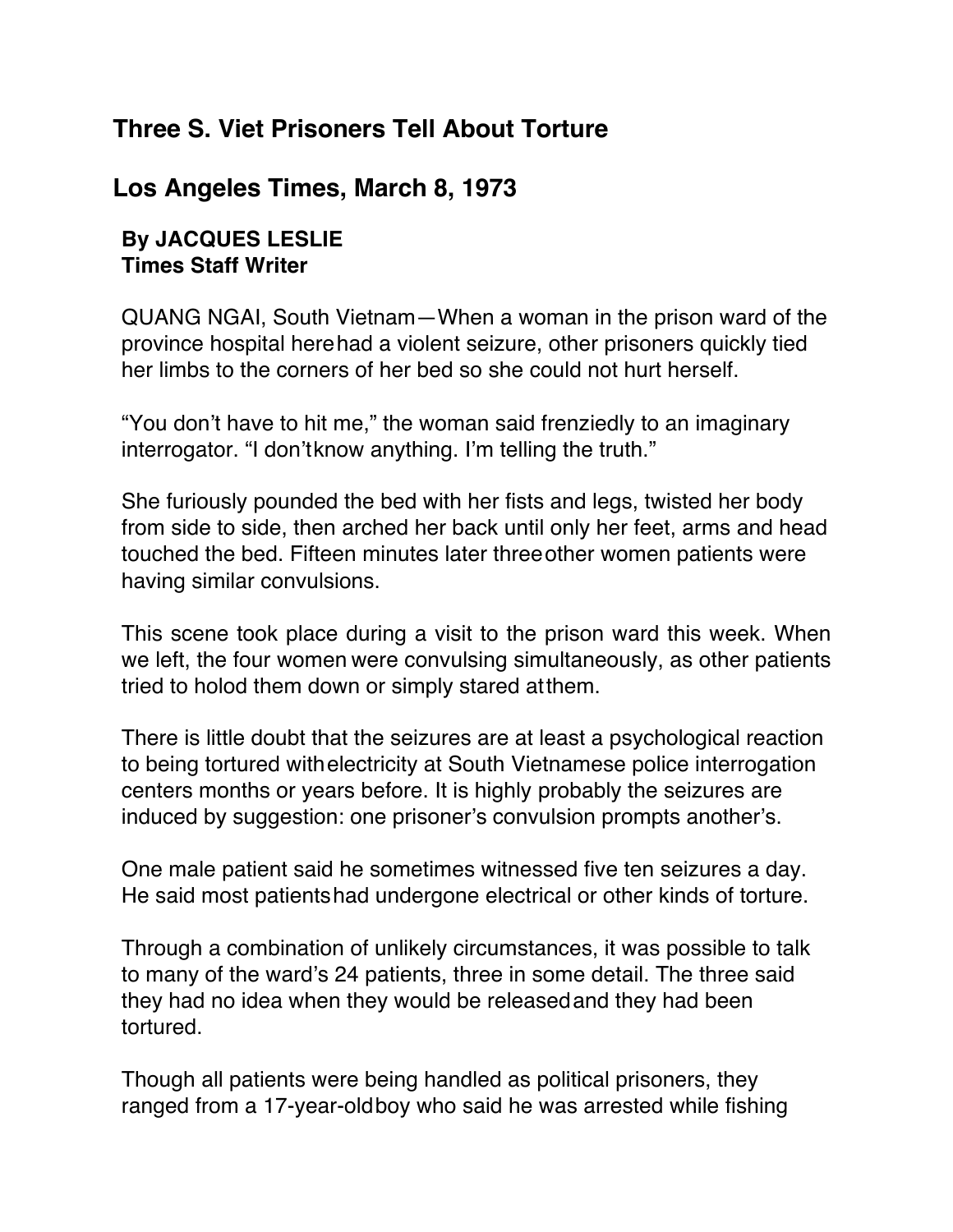## Three S. Viet Prisoners Tell About Torture

## Los Angeles Times, March 8, 1973

**By JACQUES LESLIE**
**Times Staff Writer**

QUANG NGAI, South Vietnam—When a woman in the prison ward of the province hospital herehad a violent seizure, other prisoners quickly tied her limbs to the corners of her bed so she could not hurt herself.

"You don't have to hit me," the woman said frenziedly to an imaginary interrogator. "I don'tknow anything. I'm telling the truth."

She furiously pounded the bed with her fists and legs, twisted her body from side to side, then arched her back until only her feet, arms and head touched the bed. Fifteen minutes later threeother women patients were having similar convulsions.

This scene took place during a visit to the prison ward this week. When we left, the four women were convulsing simultaneously, as other patients tried to holod them down or simply stared atthem.

There is little doubt that the seizures are at least a psychological reaction to being tortured withelectricity at South Vietnamese police interrogation centers months or years before. It is highly probably the seizures are induced by suggestion: one prisoner's convulsion prompts another's.

One male patient said he sometimes witnessed five ten seizures a day. He said most patientshad undergone electrical or other kinds of torture.

Through a combination of unlikely circumstances, it was possible to talk to many of the ward's 24 patients, three in some detail. The three said they had no idea when they would be releasedand they had been tortured.

Though all patients were being handled as political prisoners, they ranged from a 17-year-oldboy who said he was arrested while fishing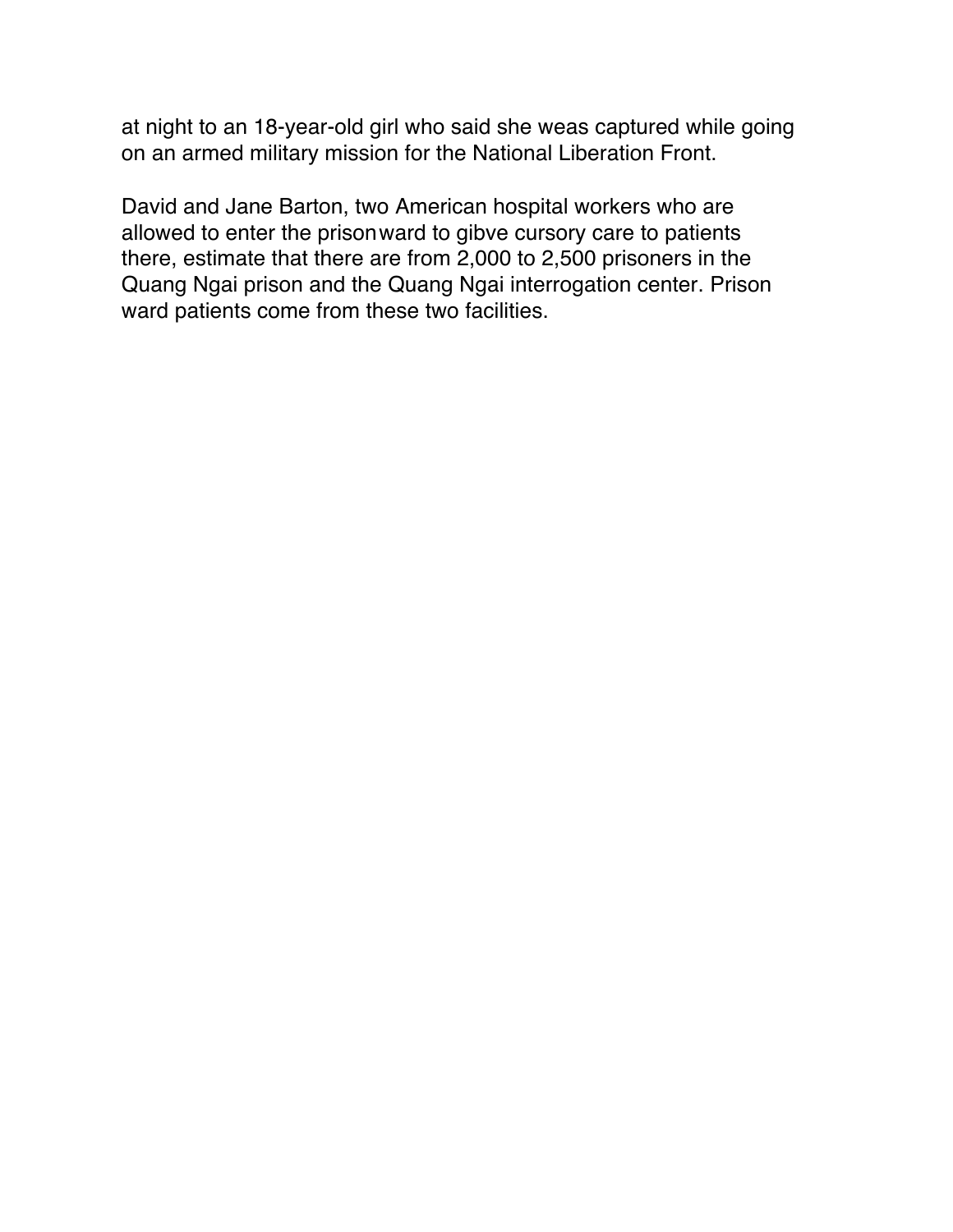at night to an 18-year-old girl who said she weas captured while going on an armed military mission for the National Liberation Front.

David and Jane Barton, two American hospital workers who are allowed to enter the prisonward to gibve cursory care to patients there, estimate that there are from 2,000 to 2,500 prisoners in the Quang Ngai prison and the Quang Ngai interrogation center. Prison ward patients come from these two facilities.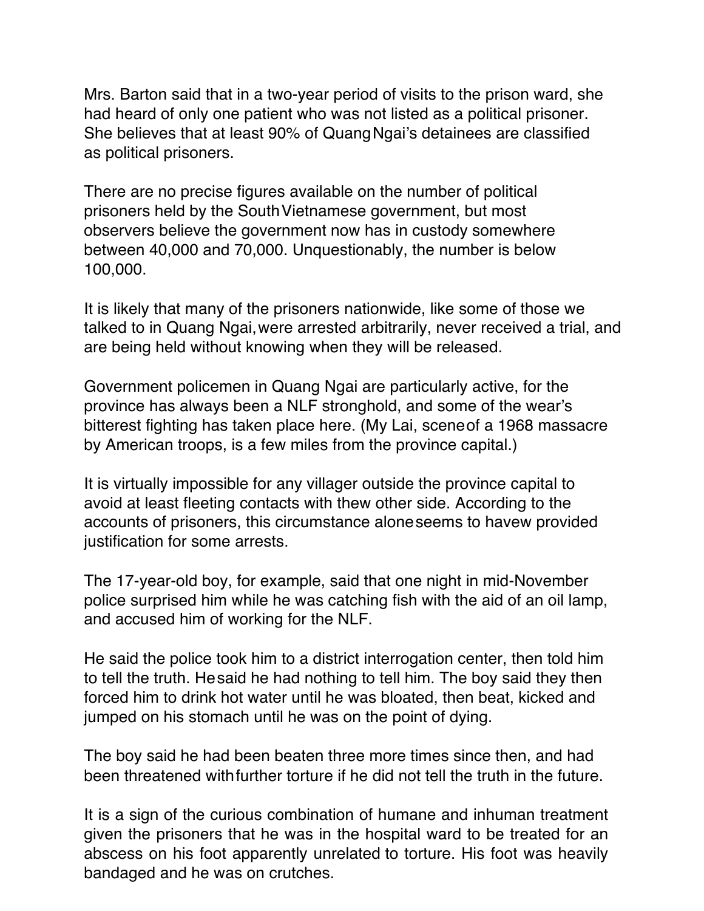Mrs. Barton said that in a two-year period of visits to the prison ward, she had heard of only one patient who was not listed as a political prisoner. She believes that at least 90% of QuangNgai's detainees are classified as political prisoners.

There are no precise figures available on the number of political prisoners held by the SouthVietnamese government, but most observers believe the government now has in custody somewhere between 40,000 and 70,000. Unquestionably, the number is below 100,000.

It is likely that many of the prisoners nationwide, like some of those we talked to in Quang Ngai,were arrested arbitrarily, never received a trial, and are being held without knowing when they will be released.

Government policemen in Quang Ngai are particularly active, for the province has always been a NLF stronghold, and some of the wear's bitterest fighting has taken place here. (My Lai, sceneof a 1968 massacre by American troops, is a few miles from the province capital.)

It is virtually impossible for any villager outside the province capital to avoid at least fleeting contacts with thew other side. According to the accounts of prisoners, this circumstance aloneseems to havew provided justification for some arrests.

The 17-year-old boy, for example, said that one night in mid-November police surprised him while he was catching fish with the aid of an oil lamp, and accused him of working for the NLF.

He said the police took him to a district interrogation center, then told him to tell the truth. Hesaid he had nothing to tell him. The boy said they then forced him to drink hot water until he was bloated, then beat, kicked and jumped on his stomach until he was on the point of dying.

The boy said he had been beaten three more times since then, and had been threatened withfurther torture if he did not tell the truth in the future.

It is a sign of the curious combination of humane and inhuman treatment given the prisoners that he was in the hospital ward to be treated for an abscess on his foot apparently unrelated to torture. His foot was heavily bandaged and he was on crutches.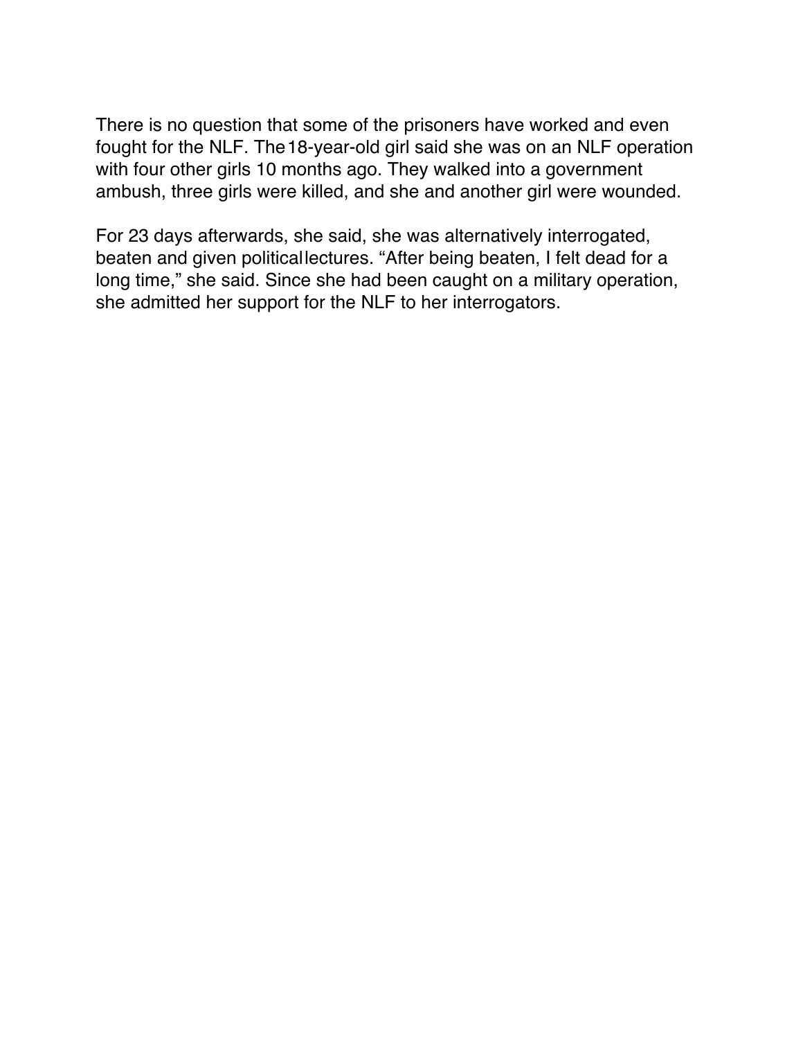There is no question that some of the prisoners have worked and even fought for the NLF. The 18-year-old girl said she was on an NLF operation with four other girls 10 months ago. They walked into a government ambush, three girls were killed, and she and another girl were wounded.

For 23 days afterwards, she said, she was alternatively interrogated, beaten and given political lectures. "After being beaten, I felt dead for a long time," she said. Since she had been caught on a military operation, she admitted her support for the NLF to her interrogators.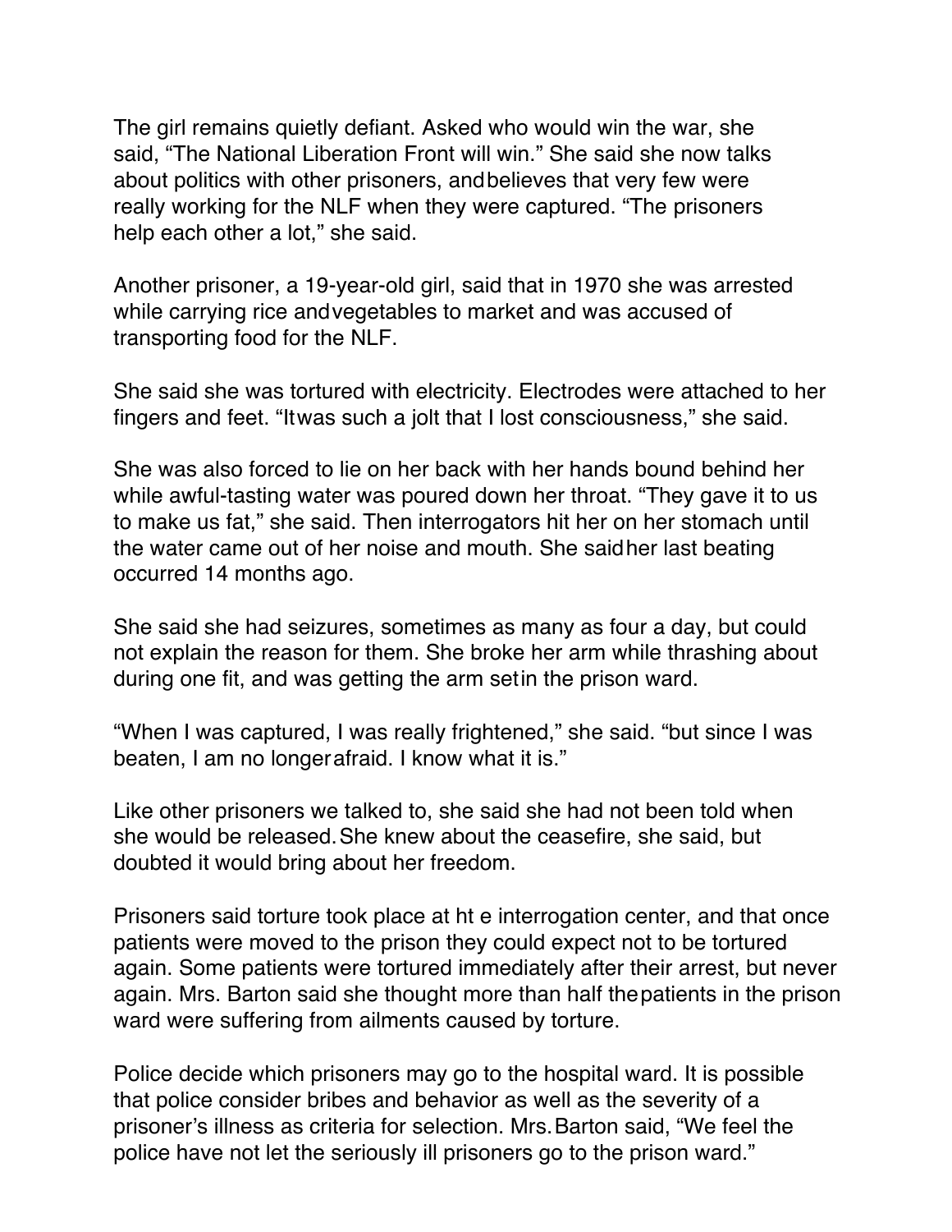The girl remains quietly defiant. Asked who would win the war, she said, "The National Liberation Front will win." She said she now talks about politics with other prisoners, andbelieves that very few were really working for the NLF when they were captured. "The prisoners help each other a lot," she said.

Another prisoner, a 19-year-old girl, said that in 1970 she was arrested while carrying rice andvegetables to market and was accused of transporting food for the NLF.

She said she was tortured with electricity. Electrodes were attached to her fingers and feet. "Itwas such a jolt that I lost consciousness," she said.

She was also forced to lie on her back with her hands bound behind her while awful-tasting water was poured down her throat. "They gave it to us to make us fat," she said. Then interrogators hit her on her stomach until the water came out of her noise and mouth. She saidher last beating occurred 14 months ago.

She said she had seizures, sometimes as many as four a day, but could not explain the reason for them. She broke her arm while thrashing about during one fit, and was getting the arm setin the prison ward.

"When I was captured, I was really frightened," she said. "but since I was beaten, I am no longerafraid. I know what it is."

Like other prisoners we talked to, she said she had not been told when she would be released.She knew about the ceasefire, she said, but doubted it would bring about her freedom.

Prisoners said torture took place at ht e interrogation center, and that once patients were moved to the prison they could expect not to be tortured again. Some patients were tortured immediately after their arrest, but never again. Mrs. Barton said she thought more than half thepatients in the prison ward were suffering from ailments caused by torture.

Police decide which prisoners may go to the hospital ward. It is possible that police consider bribes and behavior as well as the severity of a prisoner's illness as criteria for selection. Mrs.Barton said, "We feel the police have not let the seriously ill prisoners go to the prison ward."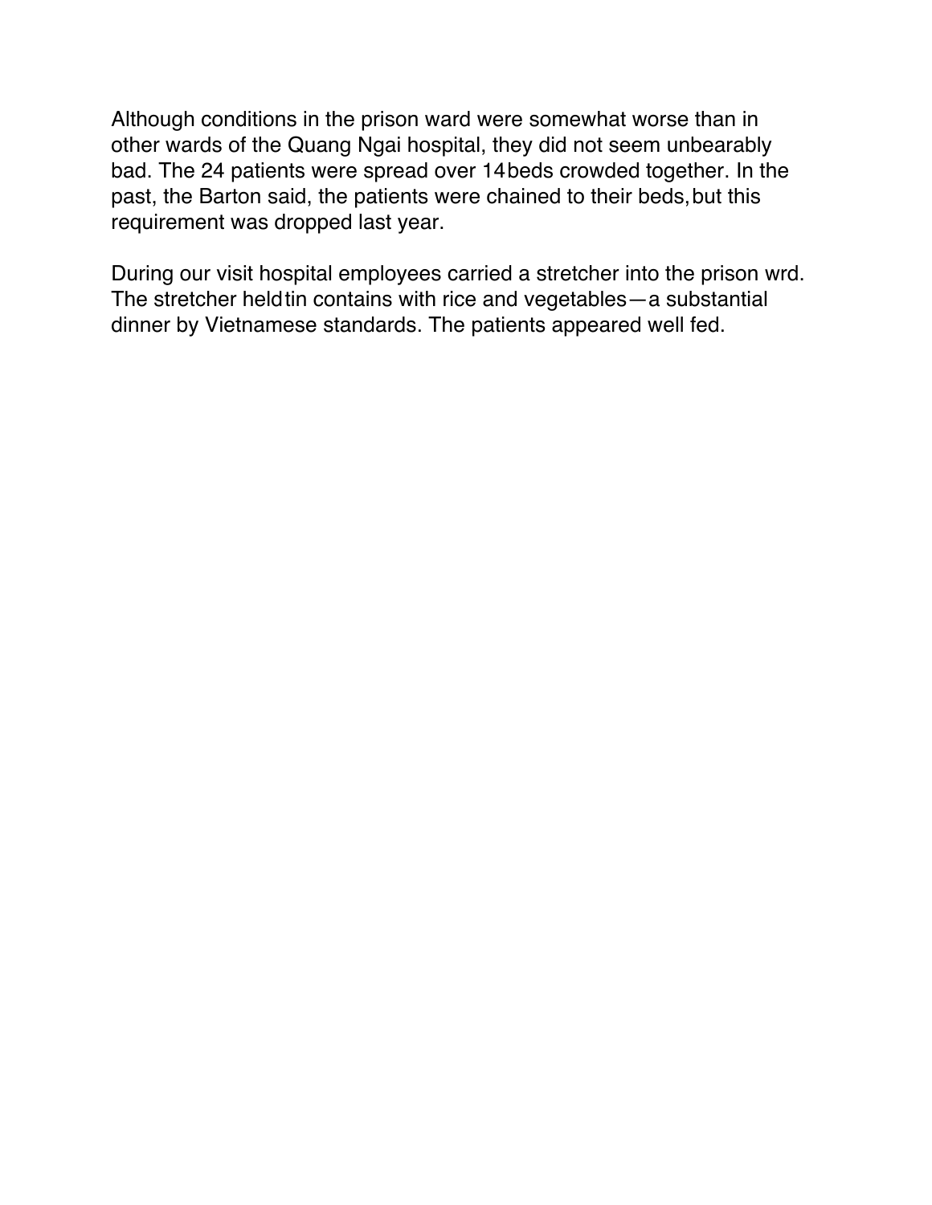Although conditions in the prison ward were somewhat worse than in other wards of the Quang Ngai hospital, they did not seem unbearably bad. The 24 patients were spread over 14beds crowded together. In the past, the Barton said, the patients were chained to their beds,but this requirement was dropped last year.

During our visit hospital employees carried a stretcher into the prison wrd. The stretcher heldtin contains with rice and vegetables—a substantial dinner by Vietnamese standards. The patients appeared well fed.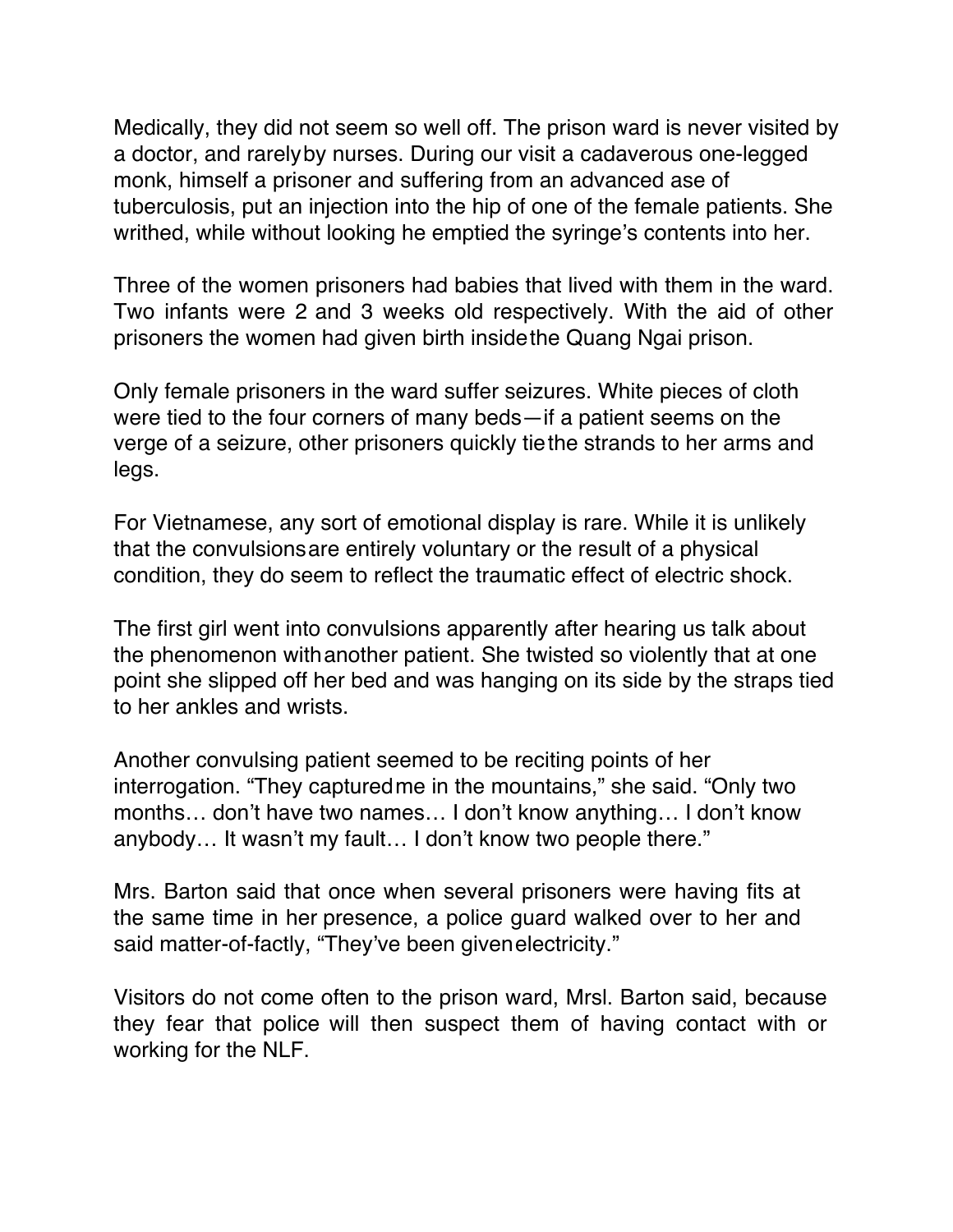Medically, they did not seem so well off. The prison ward is never visited by a doctor, and rarely by nurses. During our visit a cadaverous one-legged monk, himself a prisoner and suffering from an advanced ase of tuberculosis, put an injection into the hip of one of the female patients. She writhed, while without looking he emptied the syringe's contents into her.

Three of the women prisoners had babies that lived with them in the ward. Two infants were 2 and 3 weeks old respectively. With the aid of other prisoners the women had given birth inside the Quang Ngai prison.

Only female prisoners in the ward suffer seizures. White pieces of cloth were tied to the four corners of many beds—if a patient seems on the verge of a seizure, other prisoners quickly tie the strands to her arms and legs.

For Vietnamese, any sort of emotional display is rare. While it is unlikely that the convulsions are entirely voluntary or the result of a physical condition, they do seem to reflect the traumatic effect of electric shock.

The first girl went into convulsions apparently after hearing us talk about the phenomenon with another patient. She twisted so violently that at one point she slipped off her bed and was hanging on its side by the straps tied to her ankles and wrists.

Another convulsing patient seemed to be reciting points of her interrogation. "They captured me in the mountains," she said. "Only two months… don't have two names… I don't know anything… I don't know anybody… It wasn't my fault… I don't know two people there."

Mrs. Barton said that once when several prisoners were having fits at the same time in her presence, a police guard walked over to her and said matter-of-factly, "They've been given electricity."

Visitors do not come often to the prison ward, Mrsl. Barton said, because they fear that police will then suspect them of having contact with or working for the NLF.